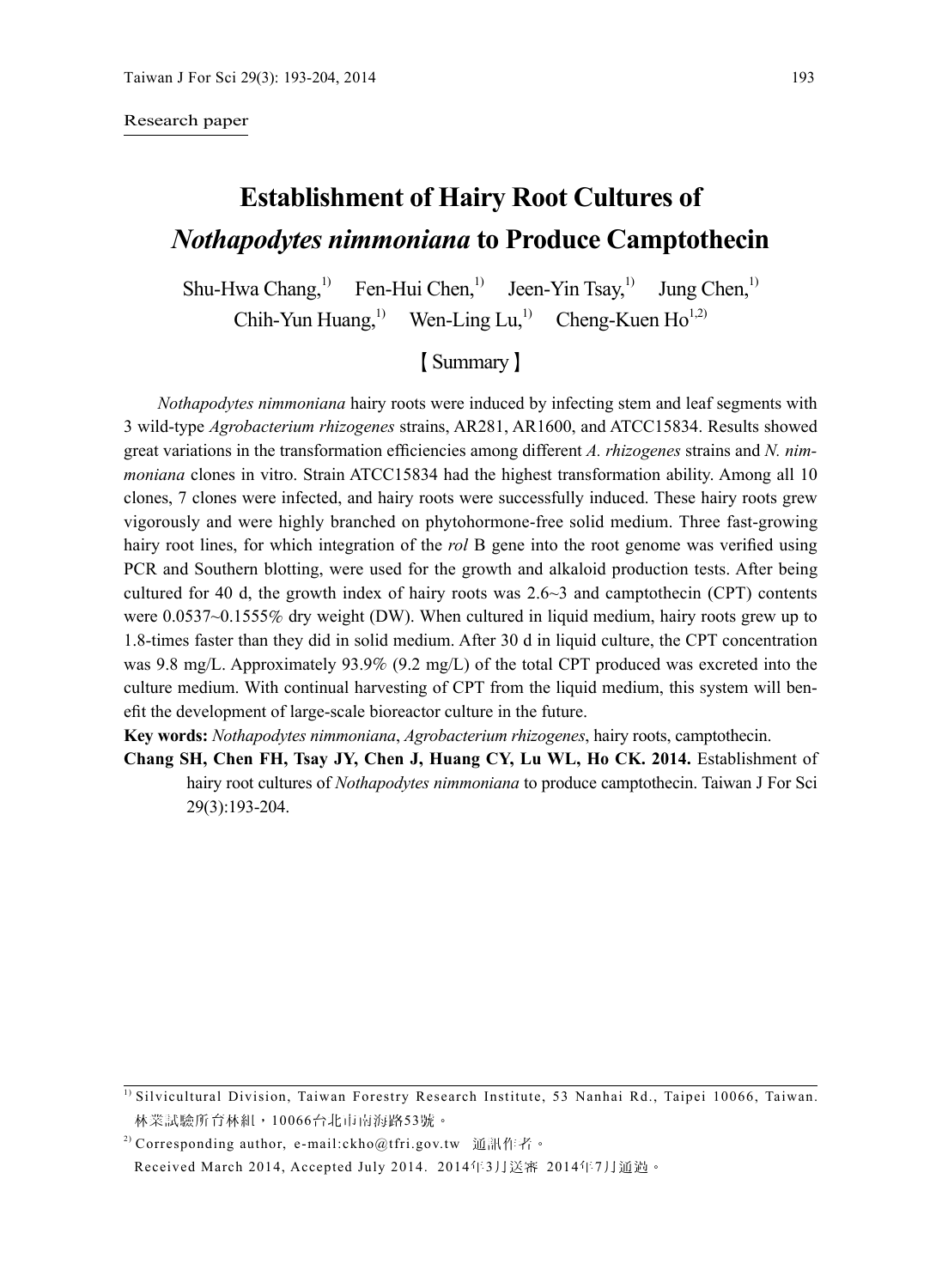Research paper

# Establishment of Hairy Root Cultures of *Nothapodytes nimmoniana* to Produce Camptothecin

Shu-Hwa Chang,[1] Fen-Hui Chen,[1] Jeen-Yin Tsay,[1] Jung Chen,[1] Chih-Yun Huang,[1] Wen-Ling Lu,[1] Cheng-Kuen Ho[1,2]

## 【Summary】

*Nothapodytes nimmoniana* hairy roots were induced by infecting stem and leaf segments with 3 wild-type *Agrobacterium rhizogenes* strains, AR281, AR1600, and ATCC15834. Results showed great variations in the transformation efficiencies among different *A. rhizogenes* strains and *N. nimmoniana* clones in vitro. Strain ATCC15834 had the highest transformation ability. Among all 10 clones, 7 clones were infected, and hairy roots were successfully induced. These hairy roots grew vigorously and were highly branched on phytohormone-free solid medium. Three fast-growing hairy root lines, for which integration of the *rol* B gene into the root genome was verified using PCR and Southern blotting, were used for the growth and alkaloid production tests. After being cultured for 40 d, the growth index of hairy roots was 2.6~3 and camptothecin (CPT) contents were 0.0537~0.1555% dry weight (DW). When cultured in liquid medium, hairy roots grew up to 1.8-times faster than they did in solid medium. After 30 d in liquid culture, the CPT concentration was 9.8 mg/L. Approximately 93.9% (9.2 mg/L) of the total CPT produced was excreted into the culture medium. With continual harvesting of CPT from the liquid medium, this system will benefit the development of large-scale bioreactor culture in the future.

**Key words:** *Nothapodytes nimmoniana*, *Agrobacterium rhizogenes*, hairy roots, camptothecin.

**Chang SH, Chen FH, Tsay JY, Chen J, Huang CY, Lu WL, Ho CK. 2014.** Establishment of hairy root cultures of *Nothapodytes nimmoniana* to produce camptothecin. Taiwan J For Sci 29(3):193-204.

---

[1] Silvicultural Division, Taiwan Forestry Research Institute, 53 Nanhai Rd., Taipei 10066, Taiwan. 林業試驗所育林組，10066台北市南海路53號。

[2] Corresponding author, e-mail:ckho@tfri.gov.tw 通訊作者。

Received March 2014, Accepted July 2014. 2014年3月送審 2014年7月通過。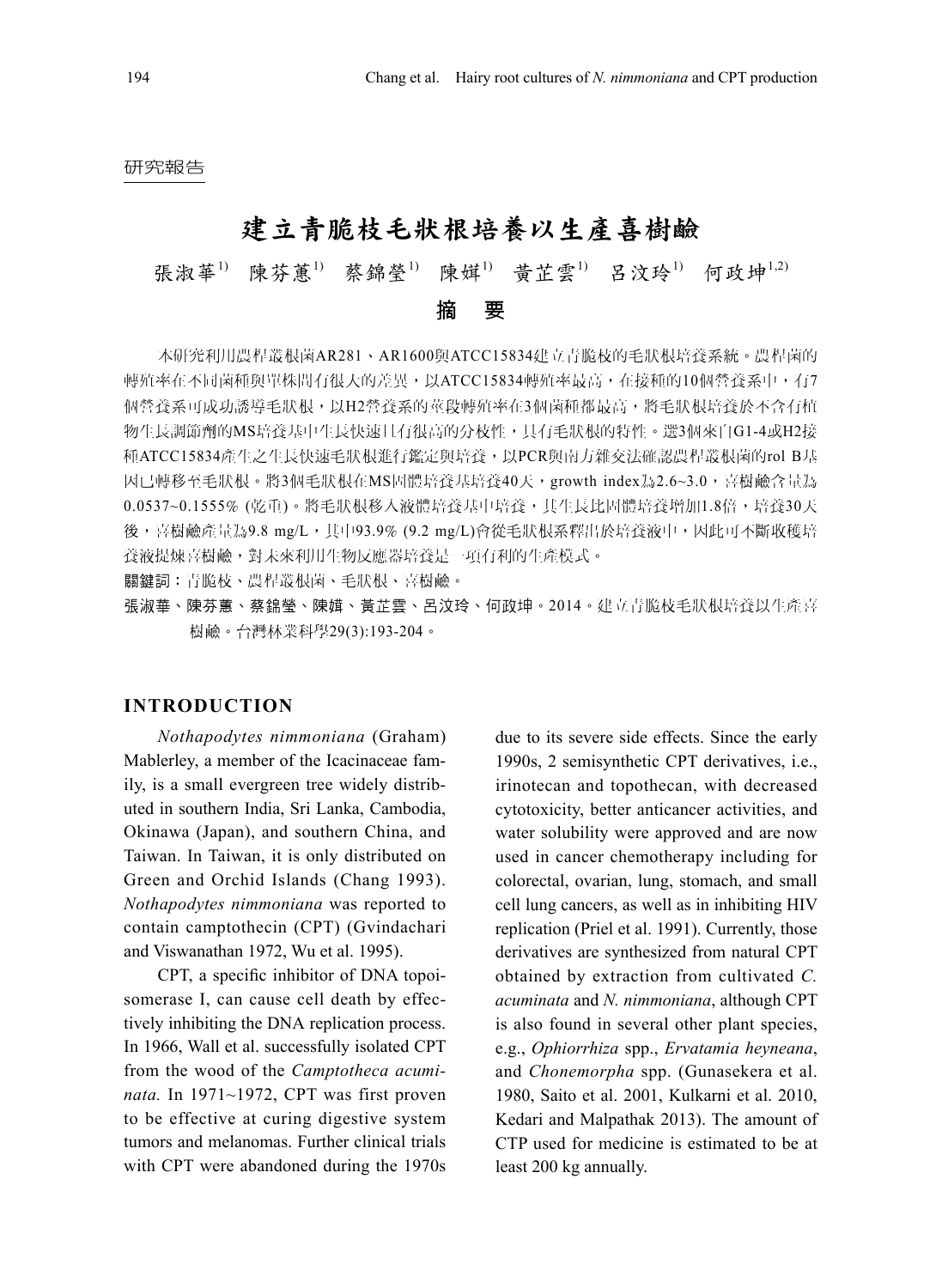研究報告

# 建立青脆枝毛狀根培養以生產喜樹鹼

張淑華[1)] 陳芬蕙[1)] 蔡錦瑩[1)] 陳娸[1)] 黃芷雲[1)] 呂汶玲[1)] 何政坤[1,2)]

## 摘　要

本研究利用農桿叢根菌AR281、AR1600與ATCC15834建立青脆枝的毛狀根培養系統。農桿菌的轉殖率在不同菌種與單株間有很大的差異，以ATCC15834轉殖率最高，在接種的10個營養系中，有7個營養系可成功誘導毛狀根，以H2營養系的莖段轉殖率在3個菌種都最高，將毛狀根培養於不含有植物生長調節劑的MS培養基中生長快速且有很高的分枝性，具有毛狀根的特性。選3個來自G1-4或H2接種ATCC15834產生之生長快速毛狀根進行鑑定與培養，以PCR與南方雜交法確認農桿叢根菌的rol B基因已轉移至毛狀根。將3個毛狀根在MS固體培養基培養40天，growth index為2.6~3.0，喜樹鹼含量為0.0537~0.1555% (乾重)。將毛狀根移入液體培養基中培養，其生長比固體培養增加1.8倍，培養30天後，喜樹鹼產量為9.8 mg/L，其中93.9% (9.2 mg/L)會從毛狀根系釋出於培養液中，因此可不斷收穫培養液提煉喜樹鹼，對未來利用生物反應器培養是一項有利的生產模式。

**關鍵詞**：青脆枝、農桿叢根菌、毛狀根、喜樹鹼。

**張淑華、陳芬蕙、蔡錦瑩、陳娸、黃芷雲、呂汶玲、何政坤**。2014。建立青脆枝毛狀根培養以生產喜樹鹼。台灣林業科學29(3):193-204。

## INTRODUCTION

*Nothapodytes nimmoniana* (Graham) Mablerley, a member of the Icacinaceae family, is a small evergreen tree widely distributed in southern India, Sri Lanka, Cambodia, Okinawa (Japan), and southern China, and Taiwan. In Taiwan, it is only distributed on Green and Orchid Islands (Chang 1993). *Nothapodytes nimmoniana* was reported to contain camptothecin (CPT) (Gvindachari and Viswanathan 1972, Wu et al. 1995).

CPT, a specific inhibitor of DNA topoisomerase I, can cause cell death by effectively inhibiting the DNA replication process. In 1966, Wall et al. successfully isolated CPT from the wood of the *Camptotheca acuminata.* In 1971~1972, CPT was first proven to be effective at curing digestive system tumors and melanomas. Further clinical trials with CPT were abandoned during the 1970s due to its severe side effects. Since the early 1990s, 2 semisynthetic CPT derivatives, i.e., irinotecan and topothecan, with decreased cytotoxicity, better anticancer activities, and water solubility were approved and are now used in cancer chemotherapy including for colorectal, ovarian, lung, stomach, and small cell lung cancers, as well as in inhibiting HIV replication (Priel et al. 1991). Currently, those derivatives are synthesized from natural CPT obtained by extraction from cultivated *C. acuminata* and *N. nimmoniana*, although CPT is also found in several other plant species, e.g., *Ophiorrhiza* spp., *Ervatamia heyneana*, and *Chonemorpha* spp. (Gunasekera et al. 1980, Saito et al. 2001, Kulkarni et al. 2010, Kedari and Malpathak 2013). The amount of CTP used for medicine is estimated to be at least 200 kg annually.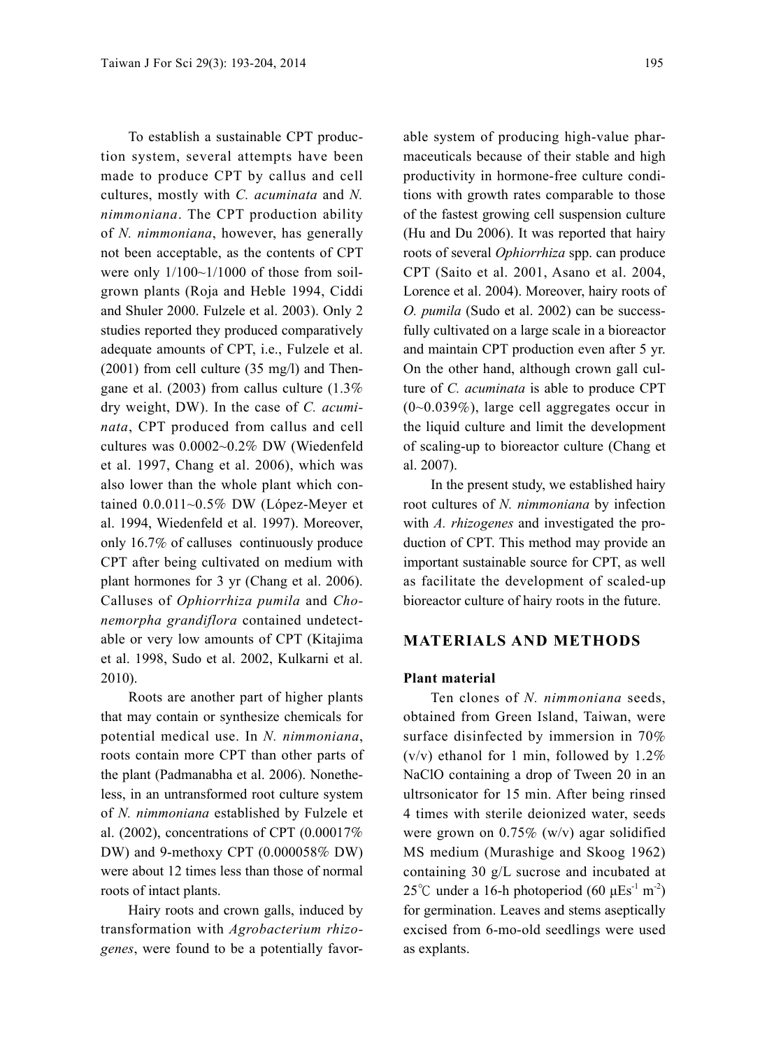To establish a sustainable CPT production system, several attempts have been made to produce CPT by callus and cell cultures, mostly with *C. acuminata* and *N. nimmoniana*. The CPT production ability of *N. nimmoniana*, however, has generally not been acceptable, as the contents of CPT were only 1/100~1/1000 of those from soil-grown plants (Roja and Heble 1994, Ciddi and Shuler 2000. Fulzele et al. 2003). Only 2 studies reported they produced comparatively adequate amounts of CPT, i.e., Fulzele et al. (2001) from cell culture (35 mg/l) and Thengane et al. (2003) from callus culture (1.3% dry weight, DW). In the case of *C. acuminata*, CPT produced from callus and cell cultures was 0.0002~0.2% DW (Wiedenfeld et al. 1997, Chang et al. 2006), which was also lower than the whole plant which contained 0.0.011~0.5% DW (López-Meyer et al. 1994, Wiedenfeld et al. 1997). Moreover, only 16.7% of calluses continuously produce CPT after being cultivated on medium with plant hormones for 3 yr (Chang et al. 2006). Calluses of *Ophiorrhiza pumila* and *Chonemorpha grandiflora* contained undetectable or very low amounts of CPT (Kitajima et al. 1998, Sudo et al. 2002, Kulkarni et al. 2010).

Roots are another part of higher plants that may contain or synthesize chemicals for potential medical use. In *N. nimmoniana*, roots contain more CPT than other parts of the plant (Padmanabha et al. 2006). Nonetheless, in an untransformed root culture system of *N. nimmoniana* established by Fulzele et al. (2002), concentrations of CPT (0.00017% DW) and 9-methoxy CPT (0.000058% DW) were about 12 times less than those of normal roots of intact plants.

Hairy roots and crown galls, induced by transformation with *Agrobacterium rhizogenes*, were found to be a potentially favorable system of producing high-value pharmaceuticals because of their stable and high productivity in hormone-free culture conditions with growth rates comparable to those of the fastest growing cell suspension culture (Hu and Du 2006). It was reported that hairy roots of several *Ophiorrhiza* spp. can produce CPT (Saito et al. 2001, Asano et al. 2004, Lorence et al. 2004). Moreover, hairy roots of *O. pumila* (Sudo et al. 2002) can be successfully cultivated on a large scale in a bioreactor and maintain CPT production even after 5 yr. On the other hand, although crown gall culture of *C. acuminata* is able to produce CPT (0~0.039%), large cell aggregates occur in the liquid culture and limit the development of scaling-up to bioreactor culture (Chang et al. 2007).

In the present study, we established hairy root cultures of *N. nimmoniana* by infection with *A. rhizogenes* and investigated the production of CPT. This method may provide an important sustainable source for CPT, as well as facilitate the development of scaled-up bioreactor culture of hairy roots in the future.

## MATERIALS AND METHODS

### Plant material

Ten clones of *N. nimmoniana* seeds, obtained from Green Island, Taiwan, were surface disinfected by immersion in 70% (v/v) ethanol for 1 min, followed by 1.2% NaClO containing a drop of Tween 20 in an ultrsonicator for 15 min. After being rinsed 4 times with sterile deionized water, seeds were grown on 0.75% (w/v) agar solidified MS medium (Murashige and Skoog 1962) containing 30 g/L sucrose and incubated at 25℃ under a 16-h photoperiod (60 $\mu Es^{-1} m^{-2}$) for germination. Leaves and stems aseptically excised from 6-mo-old seedlings were used as explants.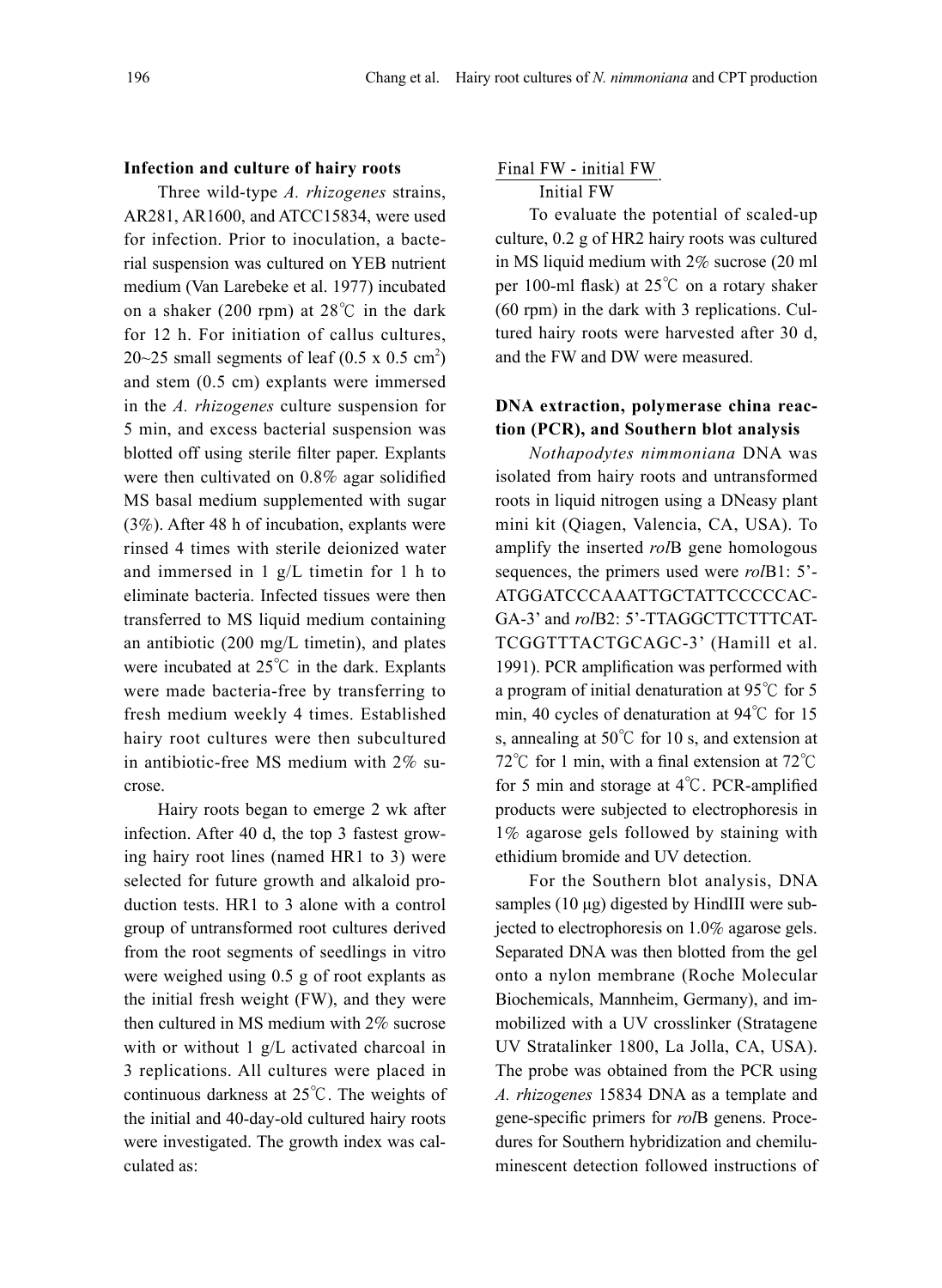### Infection and culture of hairy roots

Three wild-type *A. rhizogenes* strains, AR281, AR1600, and ATCC15834, were used for infection. Prior to inoculation, a bacterial suspension was cultured on YEB nutrient medium (Van Larebeke et al. 1977) incubated on a shaker (200 rpm) at 28℃ in the dark for 12 h. For initiation of callus cultures, 20~25 small segments of leaf (0.5 x 0.5 $cm^2$) and stem (0.5 cm) explants were immersed in the *A. rhizogenes* culture suspension for 5 min, and excess bacterial suspension was blotted off using sterile filter paper. Explants were then cultivated on 0.8% agar solidified MS basal medium supplemented with sugar (3%). After 48 h of incubation, explants were rinsed 4 times with sterile deionized water and immersed in 1 g/L timetin for 1 h to eliminate bacteria. Infected tissues were then transferred to MS liquid medium containing an antibiotic (200 mg/L timetin), and plates were incubated at 25℃ in the dark. Explants were made bacteria-free by transferring to fresh medium weekly 4 times. Established hairy root cultures were then subcultured in antibiotic-free MS medium with 2% sucrose.

Hairy roots began to emerge 2 wk after infection. After 40 d, the top 3 fastest growing hairy root lines (named HR1 to 3) were selected for future growth and alkaloid production tests. HR1 to 3 alone with a control group of untransformed root cultures derived from the root segments of seedlings in vitro were weighed using 0.5 g of root explants as the initial fresh weight (FW), and they were then cultured in MS medium with 2% sucrose with or without 1 g/L activated charcoal in 3 replications. All cultures were placed in continuous darkness at 25℃. The weights of the initial and 40-day-old cultured hairy roots were investigated. The growth index was calculated as:

$$\frac{\text{Final FW - initial FW}}{\text{Initial FW}}.$$

To evaluate the potential of scaled-up culture, 0.2 g of HR2 hairy roots was cultured in MS liquid medium with 2% sucrose (20 ml per 100-ml flask) at 25℃ on a rotary shaker (60 rpm) in the dark with 3 replications. Cultured hairy roots were harvested after 30 d, and the FW and DW were measured.

### DNA extraction, polymerase china reaction (PCR), and Southern blot analysis

*Nothapodytes nimmoniana* DNA was isolated from hairy roots and untransformed roots in liquid nitrogen using a DNeasy plant mini kit (Qiagen, Valencia, CA, USA). To amplify the inserted *rol*B gene homologous sequences, the primers used were *rol*B1: 5'-ATGGATCCCAAATTGCTATTCCCCCACGA-3' and *rol*B2: 5'-TTAGGCTTCTTTCATTCGGTTTACTGCAGC-3' (Hamill et al. 1991). PCR amplification was performed with a program of initial denaturation at 95℃ for 5 min, 40 cycles of denaturation at 94℃ for 15 s, annealing at 50℃ for 10 s, and extension at 72℃ for 1 min, with a final extension at 72℃ for 5 min and storage at 4℃. PCR-amplified products were subjected to electrophoresis in 1% agarose gels followed by staining with ethidium bromide and UV detection.

For the Southern blot analysis, DNA samples (10 μg) digested by HindIII were subjected to electrophoresis on 1.0% agarose gels. Separated DNA was then blotted from the gel onto a nylon membrane (Roche Molecular Biochemicals, Mannheim, Germany), and immobilized with a UV crosslinker (Stratagene UV Stratalinker 1800, La Jolla, CA, USA). The probe was obtained from the PCR using *A. rhizogenes* 15834 DNA as a template and gene-specific primers for *rol*B genens. Procedures for Southern hybridization and chemiluminescent detection followed instructions of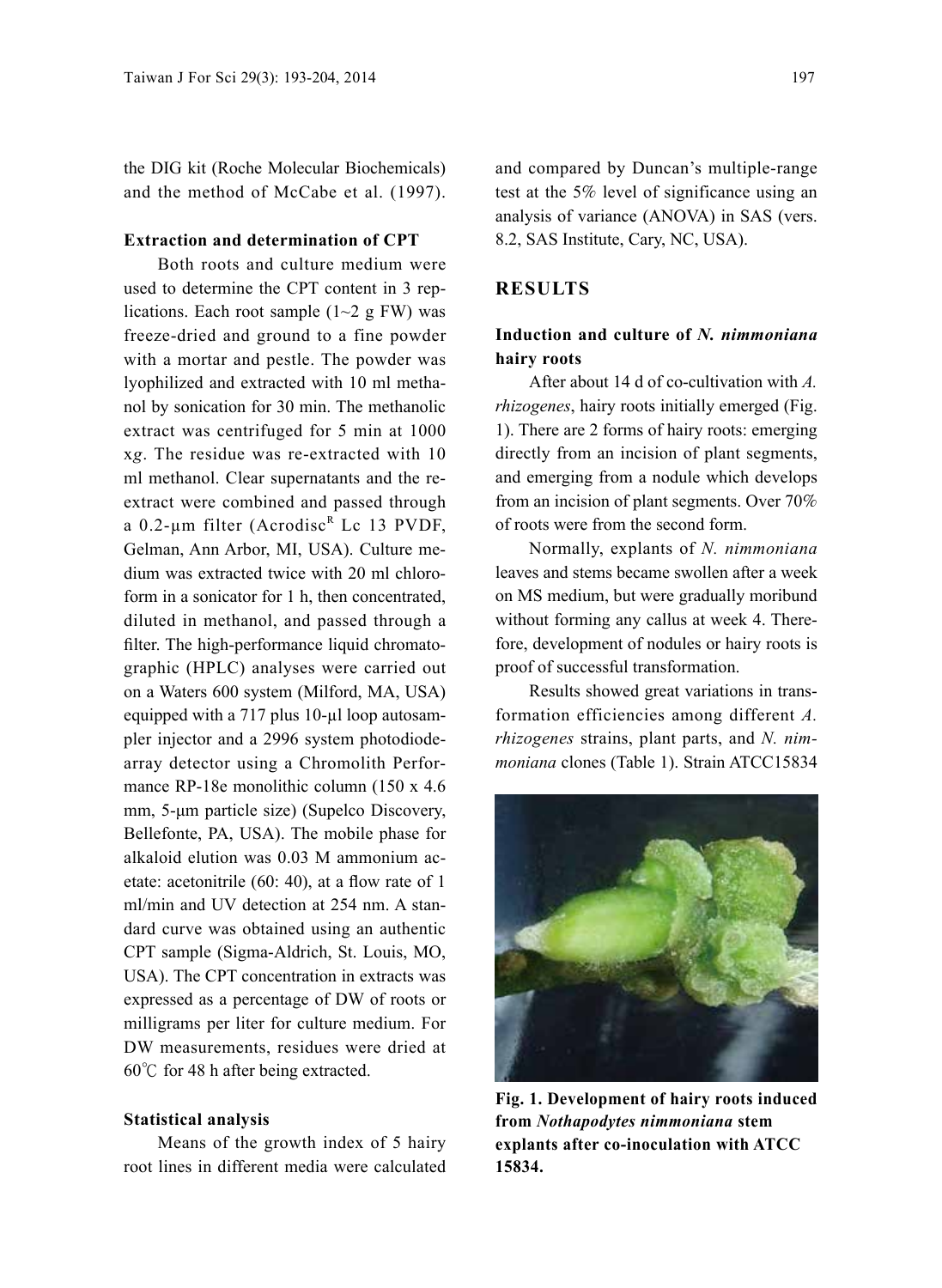the DIG kit (Roche Molecular Biochemicals) and the method of McCabe et al. (1997).

#### Extraction and determination of CPT

Both roots and culture medium were used to determine the CPT content in 3 replications. Each root sample (1~2 g FW) was freeze-dried and ground to a fine powder with a mortar and pestle. The powder was lyophilized and extracted with 10 ml methanol by sonication for 30 min. The methanolic extract was centrifuged for 5 min at 1000 x*g*. The residue was re-extracted with 10 ml methanol. Clear supernatants and the re-extract were combined and passed through a 0.2-μm filter (Acrodisc[R] Lc 13 PVDF, Gelman, Ann Arbor, MI, USA). Culture medium was extracted twice with 20 ml chloroform in a sonicator for 1 h, then concentrated, diluted in methanol, and passed through a filter. The high-performance liquid chromatographic (HPLC) analyses were carried out on a Waters 600 system (Milford, MA, USA) equipped with a 717 plus 10-μl loop autosampler injector and a 2996 system photodiode-array detector using a Chromolith Performance RP-18e monolithic column (150 x 4.6 mm, 5-μm particle size) (Supelco Discovery, Bellefonte, PA, USA). The mobile phase for alkaloid elution was 0.03 M ammonium acetate: acetonitrile (60: 40), at a flow rate of 1 ml/min and UV detection at 254 nm. A standard curve was obtained using an authentic CPT sample (Sigma-Aldrich, St. Louis, MO, USA). The CPT concentration in extracts was expressed as a percentage of DW of roots or milligrams per liter for culture medium. For DW measurements, residues were dried at 60℃ for 48 h after being extracted.

#### Statistical analysis

Means of the growth index of 5 hairy root lines in different media were calculated and compared by Duncan's multiple-range test at the 5% level of significance using an analysis of variance (ANOVA) in SAS (vers. 8.2, SAS Institute, Cary, NC, USA).

## RESULTS

#### Induction and culture of *N. nimmoniana* hairy roots

After about 14 d of co-cultivation with *A. rhizogenes*, hairy roots initially emerged (Fig. 1). There are 2 forms of hairy roots: emerging directly from an incision of plant segments, and emerging from a nodule which develops from an incision of plant segments. Over 70% of roots were from the second form.

Normally, explants of *N. nimmoniana* leaves and stems became swollen after a week on MS medium, but were gradually moribund without forming any callus at week 4. Therefore, development of nodules or hairy roots is proof of successful transformation.

Results showed great variations in transformation efficiencies among different *A. rhizogenes* strains, plant parts, and *N. nimmoniana* clones (Table 1). Strain ATCC15834

**Fig. 1. Development of hairy roots induced from *Nothapodytes nimmoniana* stem explants after co-inoculation with ATCC 15834.**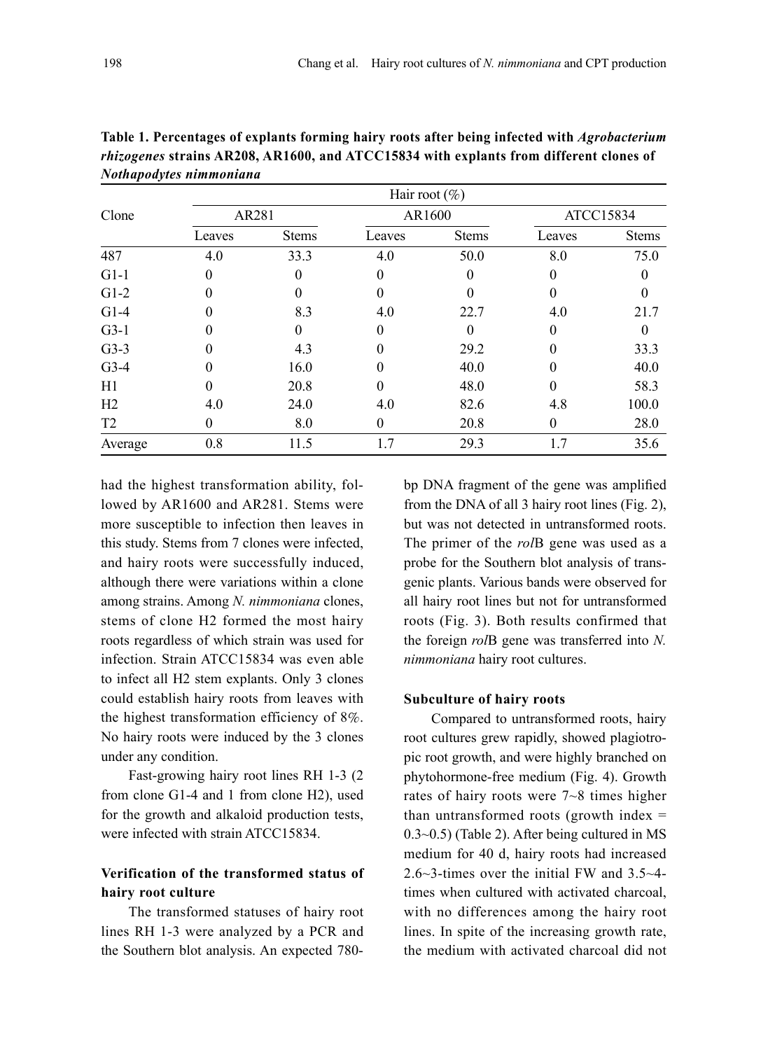**Table 1. Percentages of explants forming hairy roots after being infected with *Agrobacterium rhizogenes* strains AR208, AR1600, and ATCC15834 with explants from different clones of *Nothapodytes nimmoniana***

| Clone | Hair root (%) | | | | | |
|---|---|---|---|---|---|---|
| | AR281 | | AR1600 | | ATCC15834 | |
| | Leaves | Stems | Leaves | Stems | Leaves | Stems |
| 487 | 4.0 | 33.3 | 4.0 | 50.0 | 8.0 | 75.0 |
| G1-1 | 0 | 0 | 0 | 0 | 0 | 0 |
| G1-2 | 0 | 0 | 0 | 0 | 0 | 0 |
| G1-4 | 0 | 8.3 | 4.0 | 22.7 | 4.0 | 21.7 |
| G3-1 | 0 | 0 | 0 | 0 | 0 | 0 |
| G3-3 | 0 | 4.3 | 0 | 29.2 | 0 | 33.3 |
| G3-4 | 0 | 16.0 | 0 | 40.0 | 0 | 40.0 |
| H1 | 0 | 20.8 | 0 | 48.0 | 0 | 58.3 |
| H2 | 4.0 | 24.0 | 4.0 | 82.6 | 4.8 | 100.0 |
| T2 | 0 | 8.0 | 0 | 20.8 | 0 | 28.0 |
| Average | 0.8 | 11.5 | 1.7 | 29.3 | 1.7 | 35.6 |

had the highest transformation ability, followed by AR1600 and AR281. Stems were more susceptible to infection then leaves in this study. Stems from 7 clones were infected, and hairy roots were successfully induced, although there were variations within a clone among strains. Among *N. nimmoniana* clones, stems of clone H2 formed the most hairy roots regardless of which strain was used for infection. Strain ATCC15834 was even able to infect all H2 stem explants. Only 3 clones could establish hairy roots from leaves with the highest transformation efficiency of 8%. No hairy roots were induced by the 3 clones under any condition.

Fast-growing hairy root lines RH 1-3 (2 from clone G1-4 and 1 from clone H2), used for the growth and alkaloid production tests, were infected with strain ATCC15834.

## Verification of the transformed status of hairy root culture

The transformed statuses of hairy root lines RH 1-3 were analyzed by a PCR and the Southern blot analysis. An expected 780-bp DNA fragment of the gene was amplified from the DNA of all 3 hairy root lines (Fig. 2), but was not detected in untransformed roots. The primer of the *rol*B gene was used as a probe for the Southern blot analysis of transgenic plants. Various bands were observed for all hairy root lines but not for untransformed roots (Fig. 3). Both results confirmed that the foreign *rol*B gene was transferred into *N. nimmoniana* hairy root cultures.

### Subculture of hairy roots

Compared to untransformed roots, hairy root cultures grew rapidly, showed plagiotropic root growth, and were highly branched on phytohormone-free medium (Fig. 4). Growth rates of hairy roots were 7~8 times higher than untransformed roots (growth index = 0.3~0.5) (Table 2). After being cultured in MS medium for 40 d, hairy roots had increased 2.6~3-times over the initial FW and 3.5~4-times when cultured with activated charcoal, with no differences among the hairy root lines. In spite of the increasing growth rate, the medium with activated charcoal did not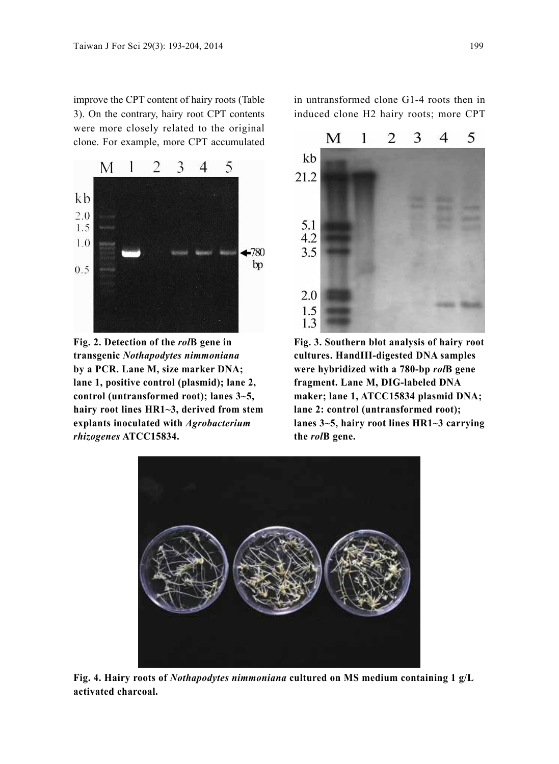improve the CPT content of hairy roots (Table 3). On the contrary, hairy root CPT contents were more closely related to the original clone. For example, more CPT accumulated in untransformed clone G1-4 roots then in induced clone H2 hairy roots; more CPT

**Fig. 2. Detection of the *rol*B gene in transgenic *Nothapodytes nimmoniana* by a PCR. Lane M, size marker DNA; lane 1, positive control (plasmid); lane 2, control (untransformed root); lanes 3~5, hairy root lines HR1~3, derived from stem explants inoculated with *Agrobacterium rhizogenes* ATCC15834.**

**Fig. 3. Southern blot analysis of hairy root cultures. HandIII-digested DNA samples were hybridized with a 780-bp *rol*B gene fragment. Lane M, DIG-labeled DNA maker; lane 1, ATCC15834 plasmid DNA; lane 2: control (untransformed root); lanes 3~5, hairy root lines HR1~3 carrying the *rol*B gene.**

**Fig. 4. Hairy roots of *Nothapodytes nimmoniana* cultured on MS medium containing 1 g/L activated charcoal.**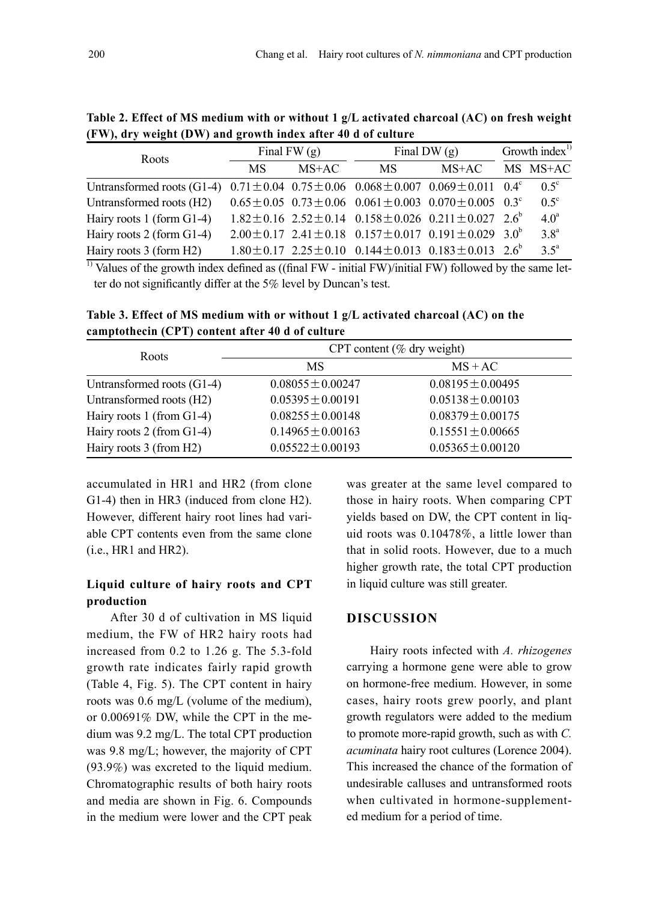**Table 2. Effect of MS medium with or without 1 g/L activated charcoal (AC) on fresh weight (FW), dry weight (DW) and growth index after 40 d of culture**

| Roots | Final FW (g) | | Final DW (g) | | Growth index[1)] | |
|---|---|---|---|---|---|---|
| | MS | MS+AC | MS | MS+AC | MS | MS+AC |
| Untransformed roots (G1-4) | 0.71±0.04 | 0.75±0.06 | 0.068±0.007 | 0.069±0.011 | 0.4[c] | 0.5[c] |
| Untransformed roots (H2) | 0.65±0.05 | 0.73±0.06 | 0.061±0.003 | 0.070±0.005 | 0.3[c] | 0.5[c] |
| Hairy roots 1 (form G1-4) | 1.82±0.16 | 2.52±0.14 | 0.158±0.026 | 0.211±0.027 | 2.6[b] | 4.0[a] |
| Hairy roots 2 (form G1-4) | 2.00±0.17 | 2.41±0.18 | 0.157±0.017 | 0.191±0.029 | 3.0[b] | 3.8[a] |
| Hairy roots 3 (form H2) | 1.80±0.17 | 2.25±0.10 | 0.144±0.013 | 0.183±0.013 | 2.6[b] | 3.5[a] |

[1)] Values of the growth index defined as ((final FW - initial FW)/initial FW) followed by the same letter do not significantly differ at the 5% level by Duncan's test.

**Table 3. Effect of MS medium with or without 1 g/L activated charcoal (AC) on the camptothecin (CPT) content after 40 d of culture**

| Roots | CPT content (% dry weight) | |
|---|---|---|
| | MS | MS + AC |
| Untransformed roots (G1-4) | 0.08055±0.00247 | 0.08195±0.00495 |
| Untransformed roots (H2) | 0.05395±0.00191 | 0.05138±0.00103 |
| Hairy roots 1 (from G1-4) | 0.08255±0.00148 | 0.08379±0.00175 |
| Hairy roots 2 (from G1-4) | 0.14965±0.00163 | 0.15551±0.00665 |
| Hairy roots 3 (from H2) | 0.05522±0.00193 | 0.05365±0.00120 |

accumulated in HR1 and HR2 (from clone G1-4) then in HR3 (induced from clone H2). However, different hairy root lines had variable CPT contents even from the same clone (i.e., HR1 and HR2).

### Liquid culture of hairy roots and CPT production

After 30 d of cultivation in MS liquid medium, the FW of HR2 hairy roots had increased from 0.2 to 1.26 g. The 5.3-fold growth rate indicates fairly rapid growth (Table 4, Fig. 5). The CPT content in hairy roots was 0.6 mg/L (volume of the medium), or 0.00691% DW, while the CPT in the medium was 9.2 mg/L. The total CPT production was 9.8 mg/L; however, the majority of CPT (93.9%) was excreted to the liquid medium. Chromatographic results of both hairy roots and media are shown in Fig. 6. Compounds in the medium were lower and the CPT peak was greater at the same level compared to those in hairy roots. When comparing CPT yields based on DW, the CPT content in liquid roots was 0.10478%, a little lower than that in solid roots. However, due to a much higher growth rate, the total CPT production in liquid culture was still greater.

## DISCUSSION

Hairy roots infected with *A. rhizogenes* carrying a hormone gene were able to grow on hormone-free medium. However, in some cases, hairy roots grew poorly, and plant growth regulators were added to the medium to promote more-rapid growth, such as with *C. acuminata* hairy root cultures (Lorence 2004). This increased the chance of the formation of undesirable calluses and untransformed roots when cultivated in hormone-supplemented medium for a period of time.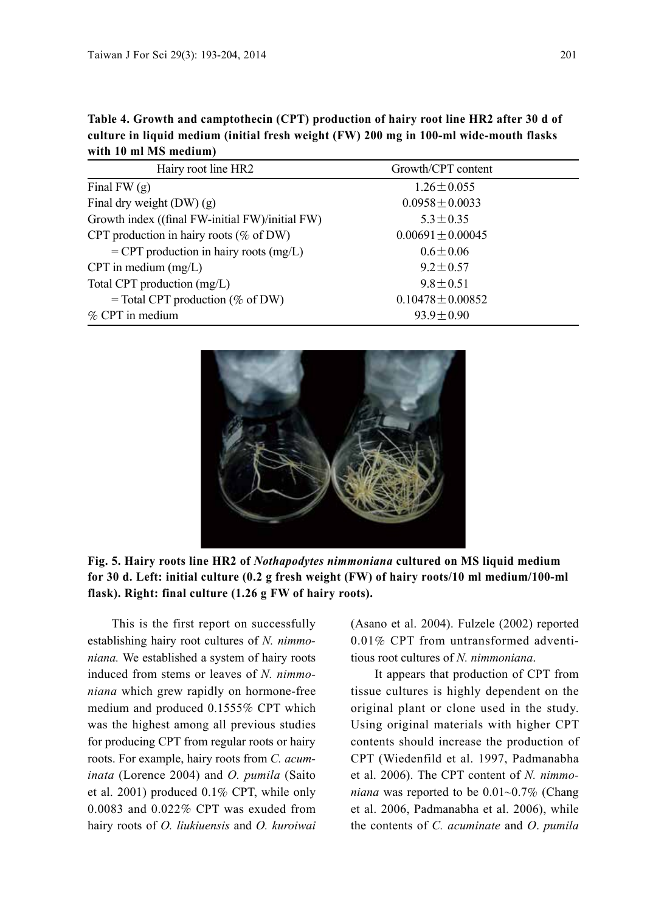**Table 4. Growth and camptothecin (CPT) production of hairy root line HR2 after 30 d of culture in liquid medium (initial fresh weight (FW) 200 mg in 100-ml wide-mouth flasks with 10 ml MS medium)**

| Hairy root line HR2 | Growth/CPT content |
|---|---|
| Final FW (g) | 1.26 ± 0.055 |
| Final dry weight (DW) (g) | 0.0958 ± 0.0033 |
| Growth index ((final FW-initial FW)/initial FW) | 5.3 ± 0.35 |
| CPT production in hairy roots (% of DW) | 0.00691 ± 0.00045 |
| = CPT production in hairy roots (mg/L) | 0.6 ± 0.06 |
| CPT in medium (mg/L) | 9.2 ± 0.57 |
| Total CPT production (mg/L) | 9.8 ± 0.51 |
| = Total CPT production (% of DW) | 0.10478 ± 0.00852 |
| % CPT in medium | 93.9 ± 0.90 |

**Fig. 5. Hairy roots line HR2 of *Nothapodytes nimmoniana* cultured on MS liquid medium for 30 d. Left: initial culture (0.2 g fresh weight (FW) of hairy roots/10 ml medium/100-ml flask). Right: final culture (1.26 g FW of hairy roots).**

This is the first report on successfully establishing hairy root cultures of *N. nimmoniana.* We established a system of hairy roots induced from stems or leaves of *N. nimmoniana* which grew rapidly on hormone-free medium and produced 0.1555% CPT which was the highest among all previous studies for producing CPT from regular roots or hairy roots. For example, hairy roots from *C. acuminata* (Lorence 2004) and *O. pumila* (Saito et al. 2001) produced 0.1% CPT, while only 0.0083 and 0.022% CPT was exuded from hairy roots of *O. liukiuensis* and *O. kuroiwai* (Asano et al. 2004). Fulzele (2002) reported 0.01% CPT from untransformed adventitious root cultures of *N. nimmoniana*.

It appears that production of CPT from tissue cultures is highly dependent on the original plant or clone used in the study. Using original materials with higher CPT contents should increase the production of CPT (Wiedenfild et al. 1997, Padmanabha et al. 2006). The CPT content of *N. nimmoniana* was reported to be 0.01~0.7% (Chang et al. 2006, Padmanabha et al. 2006), while the contents of *C. acuminate* and *O*. *pumila*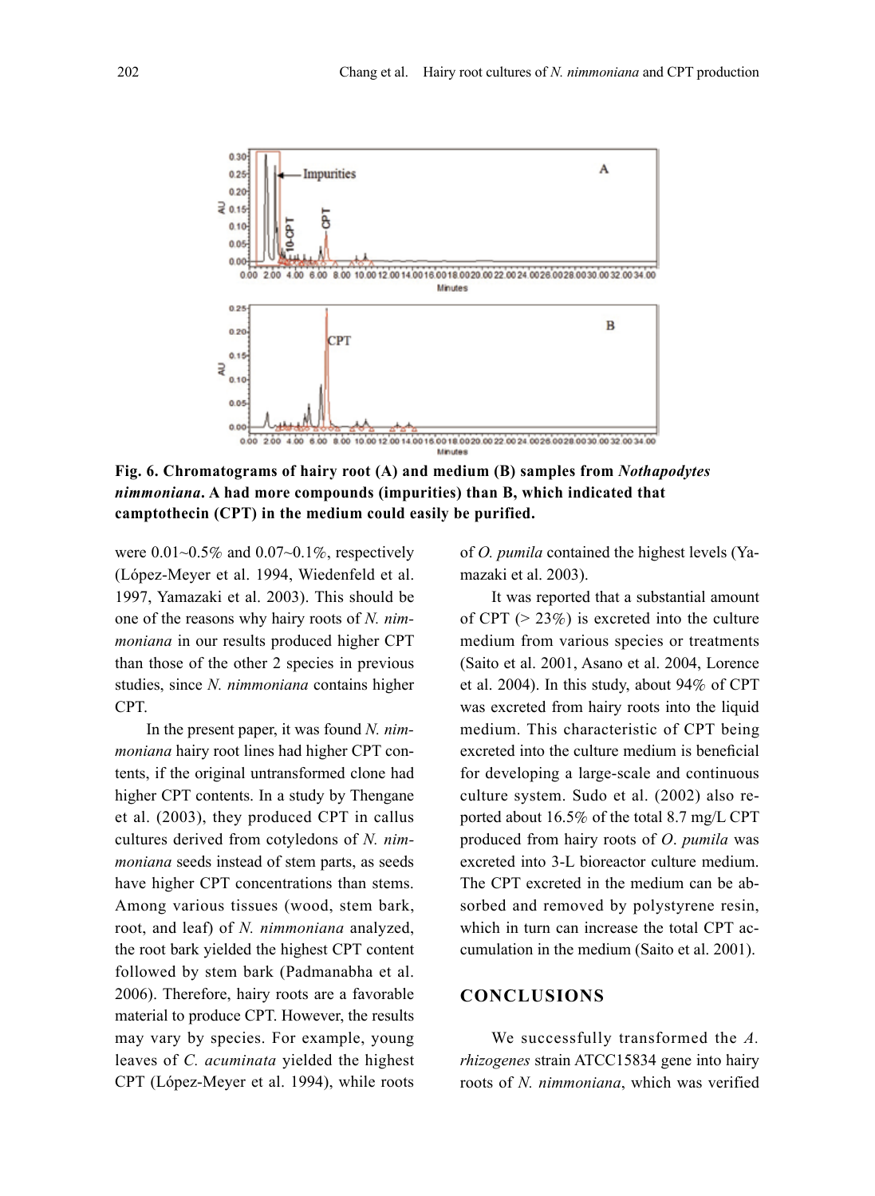Fig. 6. Chromatograms of hairy root (A) and medium (B) samples from *Nothapodytes nimmoniana*. A had more compounds (impurities) than B, which indicated that camptothecin (CPT) in the medium could easily be purified.

were 0.01~0.5% and 0.07~0.1%, respectively (López-Meyer et al. 1994, Wiedenfeld et al. 1997, Yamazaki et al. 2003). This should be one of the reasons why hairy roots of *N. nimmoniana* in our results produced higher CPT than those of the other 2 species in previous studies, since *N. nimmoniana* contains higher CPT.

In the present paper, it was found *N. nimmoniana* hairy root lines had higher CPT contents, if the original untransformed clone had higher CPT contents. In a study by Thengane et al. (2003), they produced CPT in callus cultures derived from cotyledons of *N. nimmoniana* seeds instead of stem parts, as seeds have higher CPT concentrations than stems. Among various tissues (wood, stem bark, root, and leaf) of *N. nimmoniana* analyzed, the root bark yielded the highest CPT content followed by stem bark (Padmanabha et al. 2006). Therefore, hairy roots are a favorable material to produce CPT. However, the results may vary by species. For example, young leaves of *C. acuminata* yielded the highest CPT (López-Meyer et al. 1994), while roots of *O. pumila* contained the highest levels (Yamazaki et al. 2003).

It was reported that a substantial amount of CPT (> 23%) is excreted into the culture medium from various species or treatments (Saito et al. 2001, Asano et al. 2004, Lorence et al. 2004). In this study, about 94% of CPT was excreted from hairy roots into the liquid medium. This characteristic of CPT being excreted into the culture medium is beneficial for developing a large-scale and continuous culture system. Sudo et al. (2002) also reported about 16.5% of the total 8.7 mg/L CPT produced from hairy roots of *O. pumila* was excreted into 3-L bioreactor culture medium. The CPT excreted in the medium can be absorbed and removed by polystyrene resin, which in turn can increase the total CPT accumulation in the medium (Saito et al. 2001).

## CONCLUSIONS

We successfully transformed the *A. rhizogenes* strain ATCC15834 gene into hairy roots of *N. nimmoniana*, which was verified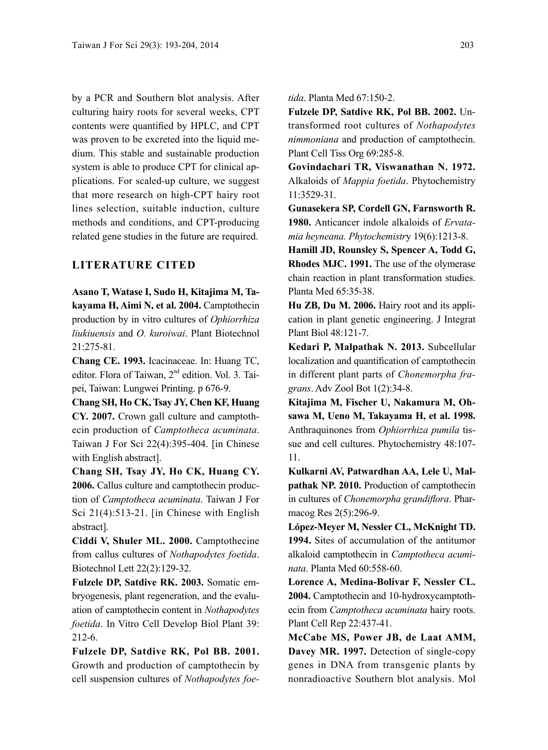by a PCR and Southern blot analysis. After culturing hairy roots for several weeks, CPT contents were quantified by HPLC, and CPT was proven to be excreted into the liquid medium. This stable and sustainable production system is able to produce CPT for clinical applications. For scaled-up culture, we suggest that more research on high-CPT hairy root lines selection, suitable induction, culture methods and conditions, and CPT-producing related gene studies in the future are required.

## LITERATURE CITED

**Asano T, Watase I, Sudo H, Kitajima M, Takayama H, Aimi N, et al. 2004.** Camptothecin production by in vitro cultures of *Ophiorrhiza liukiuensis* and *O. kuroiwai*. Plant Biotechnol 21:275-81.

**Chang CE. 1993.** Icacinaceae. In: Huang TC, editor. Flora of Taiwan, 2nd edition. Vol. 3. Taipei, Taiwan: Lungwei Printing. p 676-9.

**Chang SH, Ho CK, Tsay JY, Chen KF, Huang CY. 2007.** Crown gall culture and camptothecin production of *Camptotheca acuminata*. Taiwan J For Sci 22(4):395-404. [in Chinese with English abstract].

**Chang SH, Tsay JY, Ho CK, Huang CY. 2006.** Callus culture and camptothecin production of *Camptotheca acuminata*. Taiwan J For Sci 21(4):513-21. [in Chinese with English abstract].

**Ciddi V, Shuler ML. 2000.** Camptothecine from callus cultures of *Nothapodytes foetida*. Biotechnol Lett 22(2):129-32.

**Fulzele DP, Satdive RK. 2003.** Somatic embryogenesis, plant regeneration, and the evaluation of camptothecin content in *Nothapodytes foetida*. In Vitro Cell Develop Biol Plant 39: 212-6.

**Fulzele DP, Satdive RK, Pol BB. 2001.** Growth and production of camptothecin by cell suspension cultures of *Nothapodytes foetida*. Planta Med 67:150-2.

**Fulzele DP, Satdive RK, Pol BB. 2002.** Untransformed root cultures of *Nothapodytes nimmoniana* and production of camptothecin. Plant Cell Tiss Org 69:285-8.

**Govindachari TR, Viswanathan N. 1972.** Alkaloids of *Mappia foetida*. Phytochemistry 11:3529-31.

**Gunasekera SP, Cordell GN, Farnsworth R. 1980.** Anticancer indole alkaloids of *Ervatamia heyneana. Phytochemistry* 19(6):1213-8.

**Hamill JD, Rounsley S, Spencer A, Todd G, Rhodes MJC. 1991.** The use of the olymerase chain reaction in plant transformation studies. Planta Med 65:35-38.

**Hu ZB, Du M. 2006.** Hairy root and its application in plant genetic engineering. J Integrat Plant Biol 48:121-7.

**Kedari P, Malpathak N. 2013.** Subcellular localization and quantification of camptothecin in different plant parts of *Chonemorpha fragrans*. Adv Zool Bot 1(2):34-8.

**Kitajima M, Fischer U, Nakamura M, Ohsawa M, Ueno M, Takayama H, et al. 1998.** Anthraquinones from *Ophiorrhiza pumila* tissue and cell cultures. Phytochemistry 48:107-11.

**Kulkarni AV, Patwardhan AA, Lele U, Malpathak NP. 2010.** Production of camptothecin in cultures of *Chonemorpha grandiflora*. Pharmacog Res 2(5):296-9.

**López-Meyer M, Nessler CL, McKnight TD. 1994.** Sites of accumulation of the antitumor alkaloid camptothecin in *Camptotheca acuminata*. Planta Med 60:558-60.

**Lorence A, Medina-Bolivar F, Nessler CL. 2004.** Camptothecin and 10-hydroxycamptothecin from *Camptotheca acuminata* hairy roots. Plant Cell Rep 22:437-41.

**McCabe MS, Power JB, de Laat AMM, Davey MR. 1997.** Detection of single-copy genes in DNA from transgenic plants by nonradioactive Southern blot analysis. Mol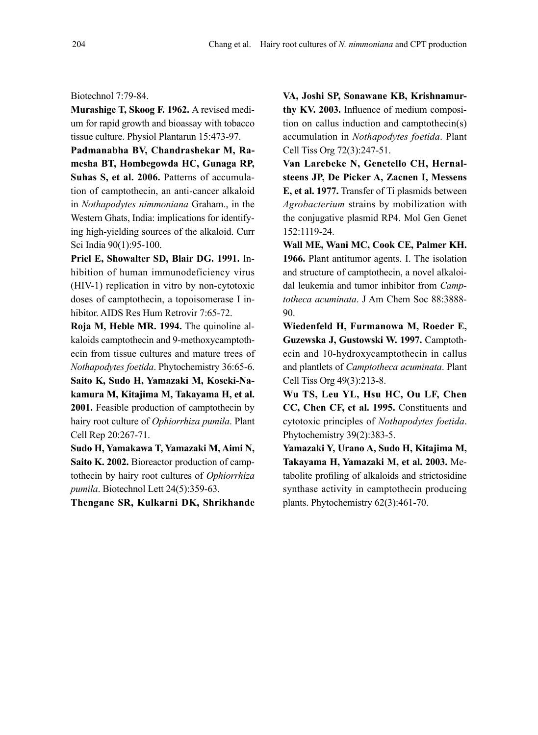Biotechnol 7:79-84.

**Murashige T, Skoog F. 1962.** A revised medium for rapid growth and bioassay with tobacco tissue culture. Physiol Plantarun 15:473-97.

**Padmanabha BV, Chandrashekar M, Ramesha BT, Hombegowda HC, Gunaga RP, Suhas S, et al. 2006.** Patterns of accumulation of camptothecin, an anti-cancer alkaloid in *Nothapodytes nimmoniana* Graham., in the Western Ghats, India: implications for identifying high-yielding sources of the alkaloid. Curr Sci India 90(1):95-100.

**Priel E, Showalter SD, Blair DG. 1991.** Inhibition of human immunodeficiency virus (HIV-1) replication in vitro by non-cytotoxic doses of camptothecin, a topoisomerase I inhibitor. AIDS Res Hum Retrovir 7:65-72.

**Roja M, Heble MR. 1994.** The quinoline alkaloids camptothecin and 9-methoxycamptothecin from tissue cultures and mature trees of *Nothapodytes foetida*. Phytochemistry 36:65-6.

**Saito K, Sudo H, Yamazaki M, Koseki-Nakamura M, Kitajima M, Takayama H, et al. 2001.** Feasible production of camptothecin by hairy root culture of *Ophiorrhiza pumila*. Plant Cell Rep 20:267-71.

**Sudo H, Yamakawa T, Yamazaki M, Aimi N, Saito K. 2002.** Bioreactor production of camptothecin by hairy root cultures of *Ophiorrhiza pumila*. Biotechnol Lett 24(5):359-63.

**Thengane SR, Kulkarni DK, Shrikhande VA, Joshi SP, Sonawane KB, Krishnamurthy KV. 2003.** Influence of medium composition on callus induction and camptothecin(s) accumulation in *Nothapodytes foetida*. Plant Cell Tiss Org 72(3):247-51.

**Van Larebeke N, Genetello CH, Hernalsteens JP, De Picker A, Zacnen I, Messens E, et al. 1977.** Transfer of Ti plasmids between *Agrobacterium* strains by mobilization with the conjugative plasmid RP4. Mol Gen Genet 152:1119-24.

**Wall ME, Wani MC, Cook CE, Palmer KH. 1966.** Plant antitumor agents. I. The isolation and structure of camptothecin, a novel alkaloidal leukemia and tumor inhibitor from *Camptotheca acuminata*. J Am Chem Soc 88:3888-90.

**Wiedenfeld H, Furmanowa M, Roeder E, Guzewska J, Gustowski W. 1997.** Camptothecin and 10-hydroxycamptothecin in callus and plantlets of *Camptotheca acuminata*. Plant Cell Tiss Org 49(3):213-8.

**Wu TS, Leu YL, Hsu HC, Ou LF, Chen CC, Chen CF, et al. 1995.** Constituents and cytotoxic principles of *Nothapodytes foetida*. Phytochemistry 39(2):383-5.

**Yamazaki Y, Urano A, Sudo H, Kitajima M, Takayama H, Yamazaki M, et al. 2003.** Metabolite profiling of alkaloids and strictosidine synthase activity in camptothecin producing plants. Phytochemistry 62(3):461-70.